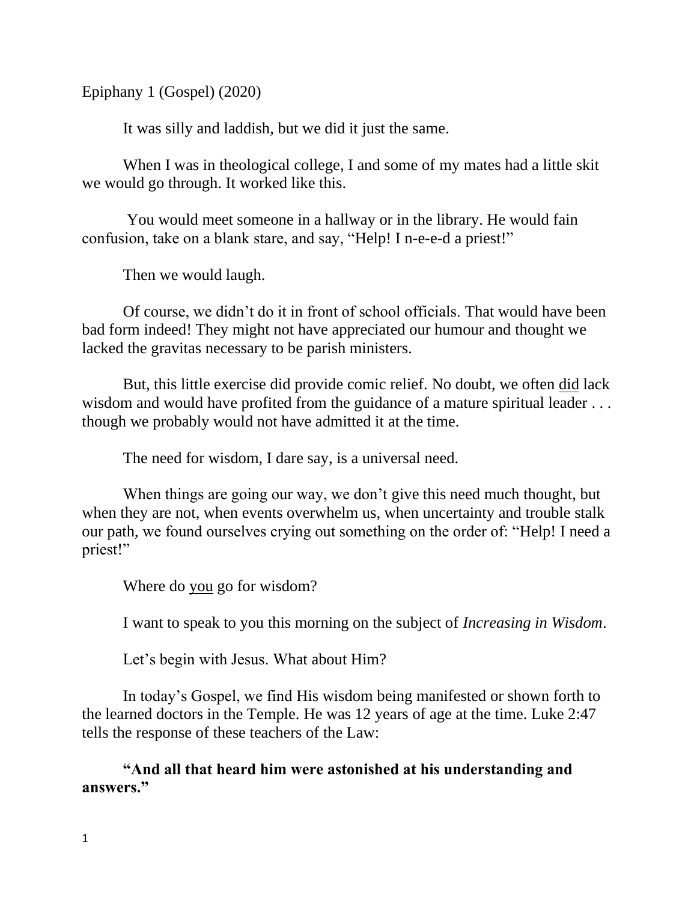Epiphany 1 (Gospel) (2020)

It was silly and laddish, but we did it just the same.

When I was in theological college, I and some of my mates had a little skit we would go through. It worked like this.

You would meet someone in a hallway or in the library. He would fain confusion, take on a blank stare, and say, "Help! I n-e-e-d a priest!"

Then we would laugh.

Of course, we didn't do it in front of school officials. That would have been bad form indeed! They might not have appreciated our humour and thought we lacked the gravitas necessary to be parish ministers.

But, this little exercise did provide comic relief. No doubt, we often <u>did</u> lack wisdom and would have profited from the guidance of a mature spiritual leader . . . though we probably would not have admitted it at the time.

The need for wisdom, I dare say, is a universal need.

When things are going our way, we don't give this need much thought, but when they are not, when events overwhelm us, when uncertainty and trouble stalk our path, we found ourselves crying out something on the order of: "Help! I need a priest!"

Where do <u>you</u> go for wisdom?

I want to speak to you this morning on the subject of *Increasing in Wisdom*.

Let's begin with Jesus. What about Him?

In today's Gospel, we find His wisdom being manifested or shown forth to the learned doctors in the Temple. He was 12 years of age at the time. Luke 2:47 tells the response of these teachers of the Law:

**"And all that heard him were astonished at his understanding and answers."**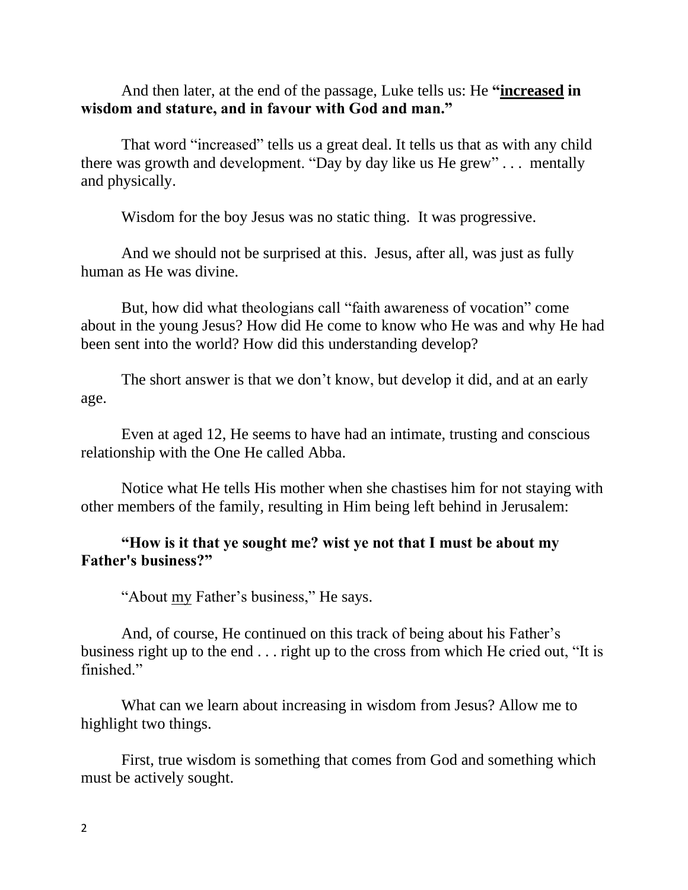And then later, at the end of the passage, Luke tells us: He **"<u>increased</u> in wisdom and stature, and in favour with God and man."**

That word "increased" tells us a great deal. It tells us that as with any child there was growth and development. "Day by day like us He grew" . . . mentally and physically.

Wisdom for the boy Jesus was no static thing. It was progressive.

And we should not be surprised at this. Jesus, after all, was just as fully human as He was divine.

But, how did what theologians call "faith awareness of vocation" come about in the young Jesus? How did He come to know who He was and why He had been sent into the world? How did this understanding develop?

The short answer is that we don't know, but develop it did, and at an early age.

Even at aged 12, He seems to have had an intimate, trusting and conscious relationship with the One He called Abba.

Notice what He tells His mother when she chastises him for not staying with other members of the family, resulting in Him being left behind in Jerusalem:

**"How is it that ye sought me? wist ye not that I must be about my Father's business?"**

"About <u>my</u> Father's business," He says.

And, of course, He continued on this track of being about his Father's business right up to the end . . . right up to the cross from which He cried out, "It is finished."

What can we learn about increasing in wisdom from Jesus? Allow me to highlight two things.

First, true wisdom is something that comes from God and something which must be actively sought.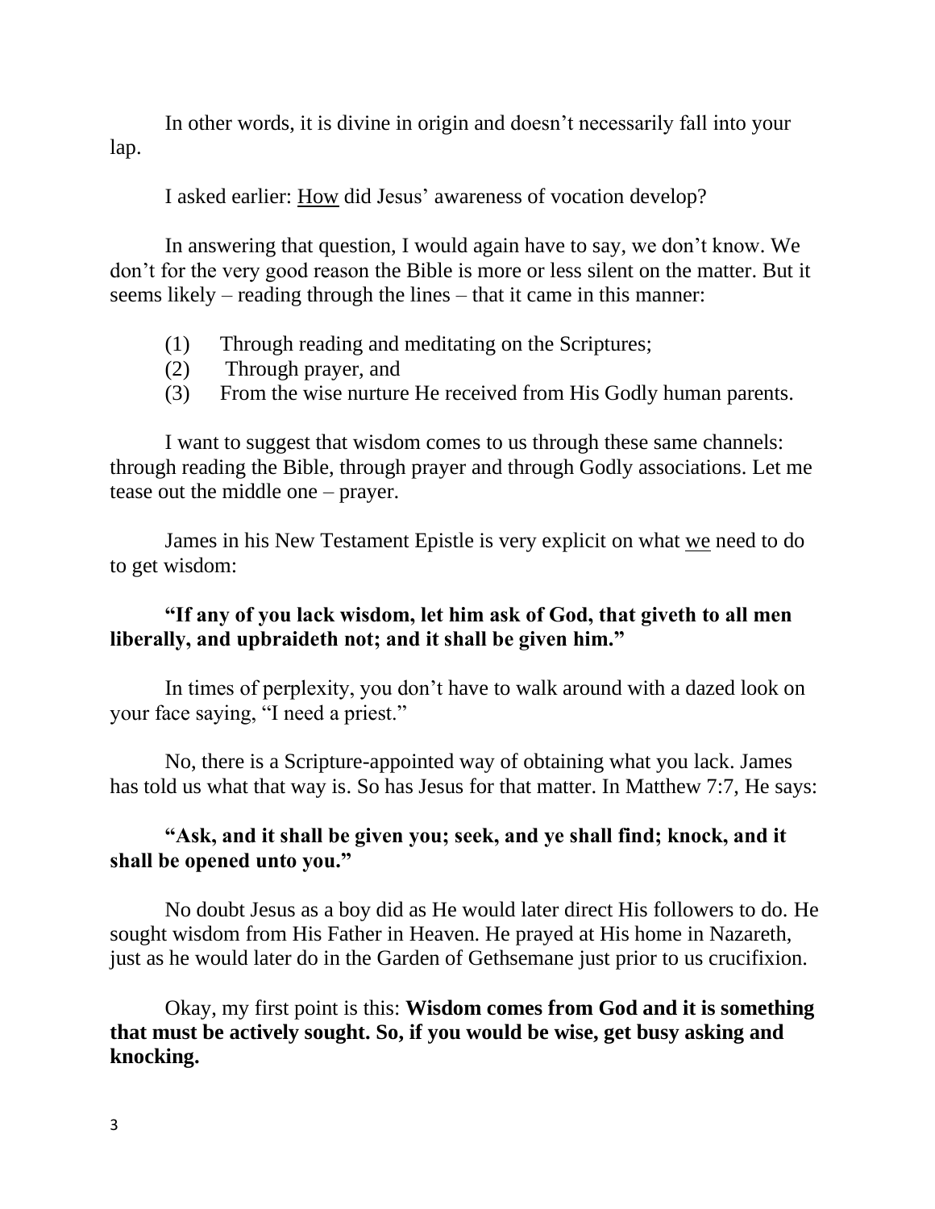In other words, it is divine in origin and doesn't necessarily fall into your lap.

I asked earlier: <u>How</u> did Jesus' awareness of vocation develop?

In answering that question, I would again have to say, we don't know. We don't for the very good reason the Bible is more or less silent on the matter. But it seems likely – reading through the lines – that it came in this manner:

(1) Through reading and meditating on the Scriptures;
(2) Through prayer, and
(3) From the wise nurture He received from His Godly human parents.

I want to suggest that wisdom comes to us through these same channels: through reading the Bible, through prayer and through Godly associations. Let me tease out the middle one – prayer.

James in his New Testament Epistle is very explicit on what <u>we</u> need to do to get wisdom:

**"If any of you lack wisdom, let him ask of God, that giveth to all men liberally, and upbraideth not; and it shall be given him."**

In times of perplexity, you don't have to walk around with a dazed look on your face saying, "I need a priest."

No, there is a Scripture-appointed way of obtaining what you lack. James has told us what that way is. So has Jesus for that matter. In Matthew 7:7, He says:

**"Ask, and it shall be given you; seek, and ye shall find; knock, and it shall be opened unto you."**

No doubt Jesus as a boy did as He would later direct His followers to do. He sought wisdom from His Father in Heaven. He prayed at His home in Nazareth, just as he would later do in the Garden of Gethsemane just prior to us crucifixion.

Okay, my first point is this: **Wisdom comes from God and it is something that must be actively sought. So, if you would be wise, get busy asking and knocking.**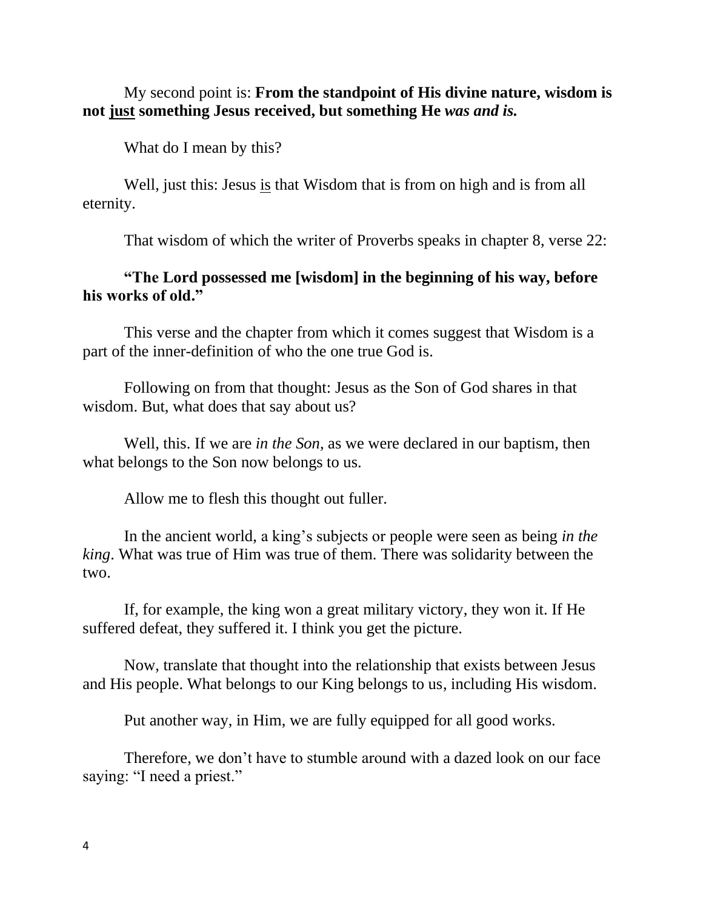My second point is: **From the standpoint of His divine nature, wisdom is not <u>just</u> something Jesus received, but something He *was and is.***

What do I mean by this?

Well, just this: Jesus <u>is</u> that Wisdom that is from on high and is from all eternity.

That wisdom of which the writer of Proverbs speaks in chapter 8, verse 22:

**"The Lord possessed me [wisdom] in the beginning of his way, before his works of old."**

This verse and the chapter from which it comes suggest that Wisdom is a part of the inner-definition of who the one true God is.

Following on from that thought: Jesus as the Son of God shares in that wisdom. But, what does that say about us?

Well, this. If we are *in the Son,* as we were declared in our baptism, then what belongs to the Son now belongs to us.

Allow me to flesh this thought out fuller.

In the ancient world, a king's subjects or people were seen as being *in the king*. What was true of Him was true of them. There was solidarity between the two.

If, for example, the king won a great military victory, they won it. If He suffered defeat, they suffered it. I think you get the picture.

Now, translate that thought into the relationship that exists between Jesus and His people. What belongs to our King belongs to us, including His wisdom.

Put another way, in Him, we are fully equipped for all good works.

Therefore, we don't have to stumble around with a dazed look on our face saying: "I need a priest."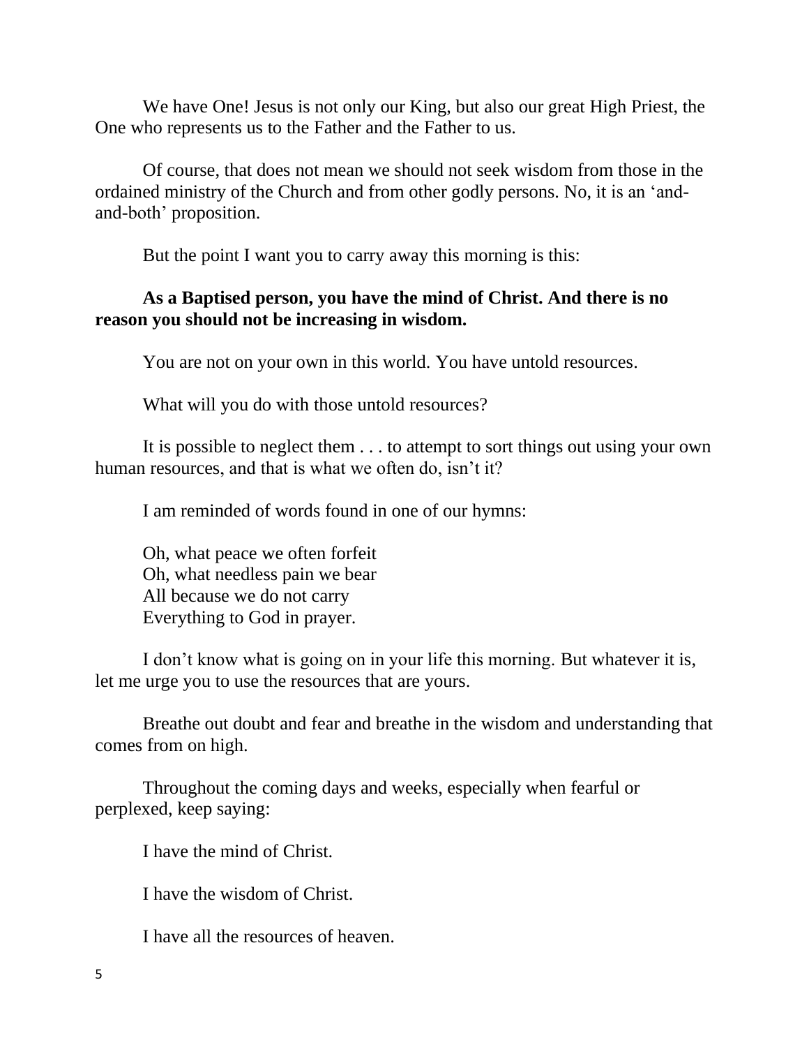We have One! Jesus is not only our King, but also our great High Priest, the One who represents us to the Father and the Father to us.

Of course, that does not mean we should not seek wisdom from those in the ordained ministry of the Church and from other godly persons. No, it is an 'and-and-both' proposition.

But the point I want you to carry away this morning is this:

**As a Baptised person, you have the mind of Christ. And there is no reason you should not be increasing in wisdom.**

You are not on your own in this world. You have untold resources.

What will you do with those untold resources?

It is possible to neglect them . . . to attempt to sort things out using your own human resources, and that is what we often do, isn't it?

I am reminded of words found in one of our hymns:

Oh, what peace we often forfeit
Oh, what needless pain we bear
All because we do not carry
Everything to God in prayer.

I don't know what is going on in your life this morning. But whatever it is, let me urge you to use the resources that are yours.

Breathe out doubt and fear and breathe in the wisdom and understanding that comes from on high.

Throughout the coming days and weeks, especially when fearful or perplexed, keep saying:

I have the mind of Christ.

I have the wisdom of Christ.

I have all the resources of heaven.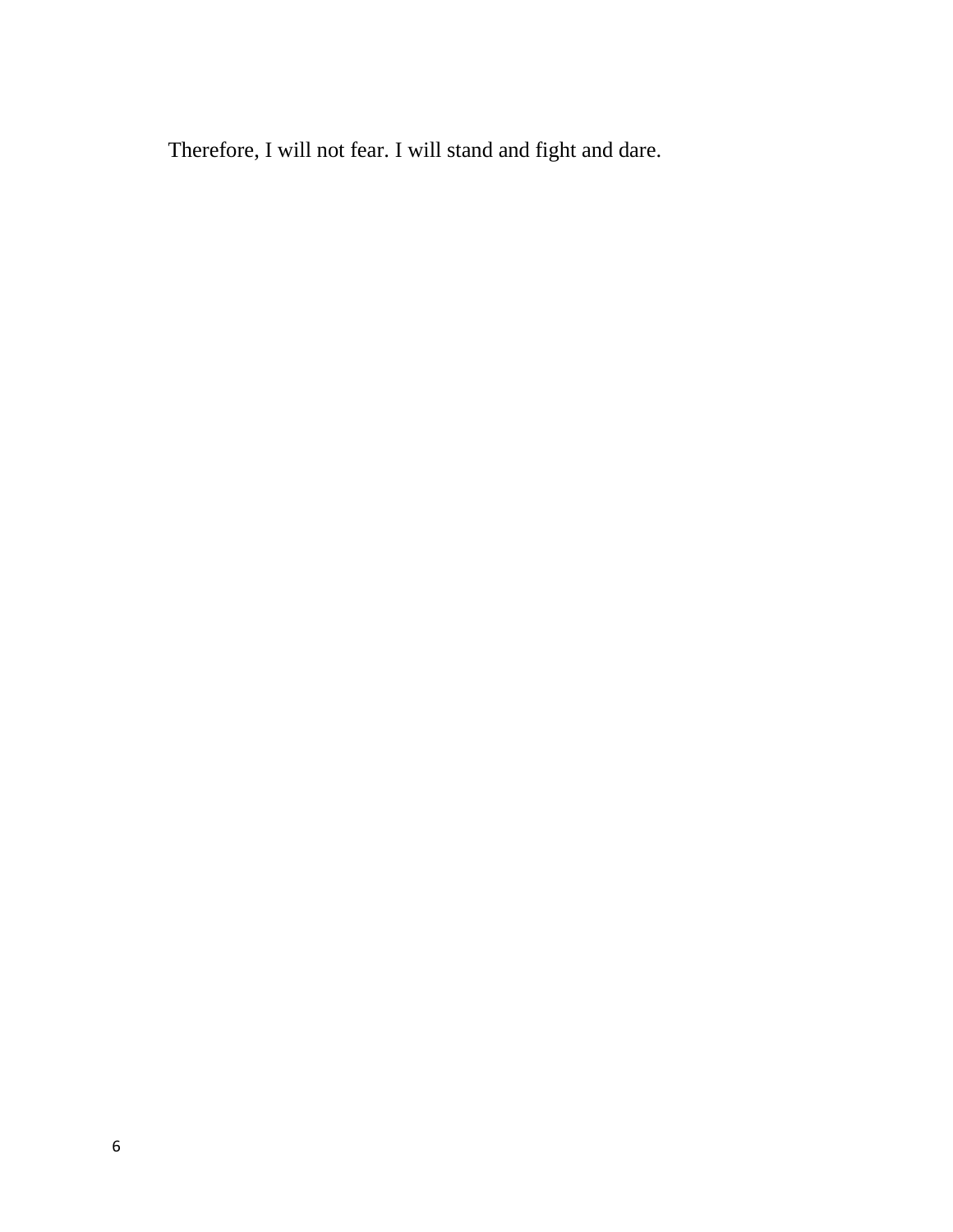Therefore, I will not fear. I will stand and fight and dare.